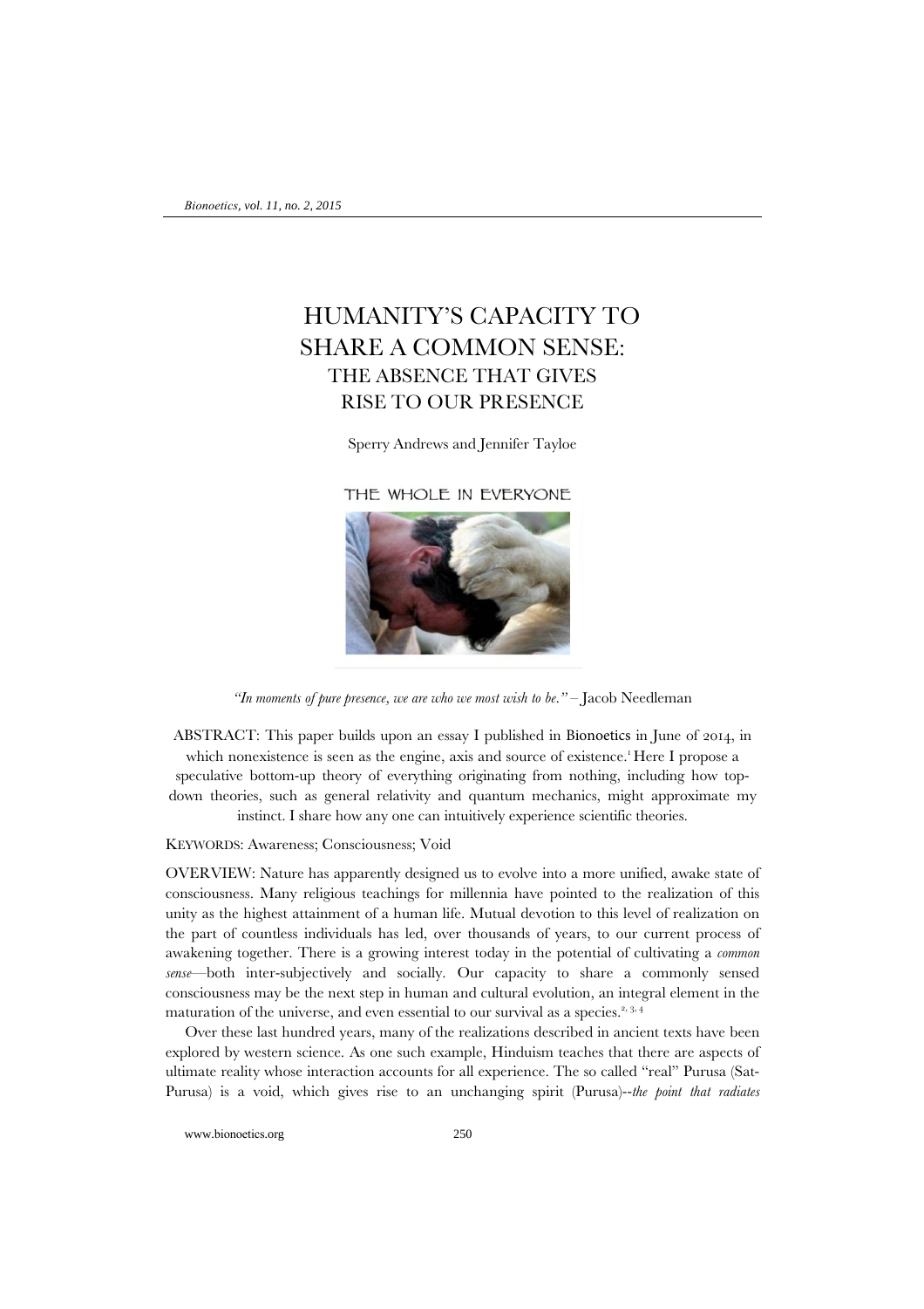# HUMANITY'S CAPACITY TO SHARE A COMMON SENSE:

## THE ABSENCE THAT GIVES RISE TO OUR PRESENCE

Sperry Andrews and Jennifer Tayloe

THE WHOLE IN EVERYONE

*"In moments of pure presence, we are who we most wish to be."* – Jacob Needleman

ABSTRACT: This paper builds upon an essay I published in Bionoetics in June of 2014, in which nonexistence is seen as the engine, axis and source of existence.[1] Here I propose a speculative bottom-up theory of everything originating from nothing, including how top-down theories, such as general relativity and quantum mechanics, might approximate my instinct. I share how any one can intuitively experience scientific theories.

KEYWORDS: Awareness; Consciousness; Void

OVERVIEW: Nature has apparently designed us to evolve into a more unified, awake state of consciousness. Many religious teachings for millennia have pointed to the realization of this unity as the highest attainment of a human life. Mutual devotion to this level of realization on the part of countless individuals has led, over thousands of years, to our current process of awakening together. There is a growing interest today in the potential of cultivating a *common sense*—both inter-subjectively and socially. Our capacity to share a commonly sensed consciousness may be the next step in human and cultural evolution, an integral element in the maturation of the universe, and even essential to our survival as a species.[2, 3, 4]

Over these last hundred years, many of the realizations described in ancient texts have been explored by western science. As one such example, Hinduism teaches that there are aspects of ultimate reality whose interaction accounts for all experience. The so called "real" Purusa (Sat-Purusa) is a void, which gives rise to an unchanging spirit (Purusa)--*the point that radiates*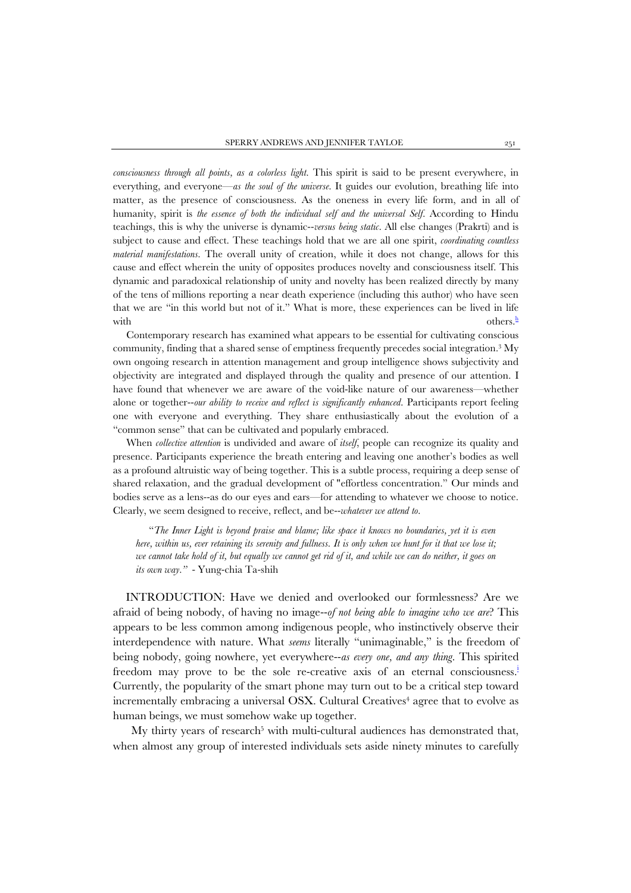*consciousness through all points, as a colorless light.* This spirit is said to be present everywhere, in everything, and everyone—*as the soul of the universe.* It guides our evolution, breathing life into matter, as the presence of consciousness. As the oneness in every life form, and in all of humanity, spirit is *the essence of both the individual self and the universal Self*. According to Hindu teachings, this is why the universe is dynamic--*versus being static*. All else changes (Prakrti) and is subject to cause and effect. These teachings hold that we are all one spirit, *coordinating countless material manifestations.* The overall unity of creation, while it does not change, allows for this cause and effect wherein the unity of opposites produces novelty and consciousness itself. This dynamic and paradoxical relationship of unity and novelty has been realized directly by many of the tens of millions reporting a near death experience (including this author) who have seen that we are "in this world but not of it." What is more, these experiences can be lived in life with others.[h]

Contemporary research has examined what appears to be essential for cultivating conscious community, finding that a shared sense of emptiness frequently precedes social integration.[3] My own ongoing research in attention management and group intelligence shows subjectivity and objectivity are integrated and displayed through the quality and presence of our attention. I have found that whenever we are aware of the void-like nature of our awareness—whether alone or together--*our ability to receive and reflect is significantly enhanced.* Participants report feeling one with everyone and everything. They share enthusiastically about the evolution of a "common sense" that can be cultivated and popularly embraced.

When *collective attention* is undivided and aware of *itself*, people can recognize its quality and presence. Participants experience the breath entering and leaving one another's bodies as well as a profound altruistic way of being together. This is a subtle process, requiring a deep sense of shared relaxation, and the gradual development of "effortless concentration." Our minds and bodies serve as a lens--as do our eyes and ears—for attending to whatever we choose to notice. Clearly, we seem designed to receive, reflect, and be--*whatever we attend to.*

> "*The Inner Light is beyond praise and blame; like space it knows no boundaries, yet it is even here, within us, ever retaining its serenity and fullness. It is only when we hunt for it that we lose it; we cannot take hold of it, but equally we cannot get rid of it, and while we can do neither, it goes on its own way.*" - Yung-chia Ta-shih

INTRODUCTION: Have we denied and overlooked our formlessness? Are we afraid of being nobody, of having no image--*of not being able to imagine who we are*? This appears to be less common among indigenous people, who instinctively observe their interdependence with nature. What *seems* literally "unimaginable," is the freedom of being nobody, going nowhere, yet everywhere--*as every one, and any thing*. This spirited freedom may prove to be the sole re-creative axis of an eternal consciousness.[i] Currently, the popularity of the smart phone may turn out to be a critical step toward incrementally embracing a universal OSX. Cultural Creatives[4] agree that to evolve as human beings, we must somehow wake up together.

My thirty years of research[5] with multi-cultural audiences has demonstrated that, when almost any group of interested individuals sets aside ninety minutes to carefully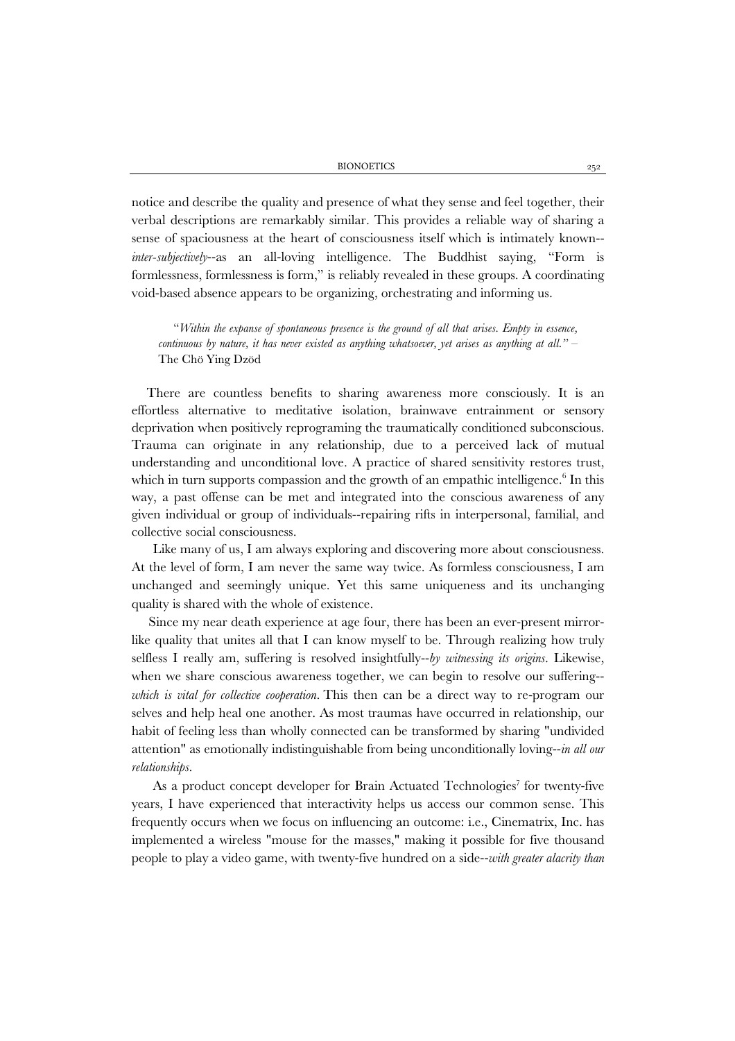notice and describe the quality and presence of what they sense and feel together, their verbal descriptions are remarkably similar. This provides a reliable way of sharing a sense of spaciousness at the heart of consciousness itself which is intimately known--*inter-subjectively*--as an all-loving intelligence. The Buddhist saying, "Form is formlessness, formlessness is form," is reliably revealed in these groups. A coordinating void-based absence appears to be organizing, orchestrating and informing us.

> "*Within the expanse of spontaneous presence is the ground of all that arises. Empty in essence, continuous by nature, it has never existed as anything whatsoever, yet arises as anything at all."* – The Chö Ying Dzöd

There are countless benefits to sharing awareness more consciously. It is an effortless alternative to meditative isolation, brainwave entrainment or sensory deprivation when positively reprograming the traumatically conditioned subconscious. Trauma can originate in any relationship, due to a perceived lack of mutual understanding and unconditional love. A practice of shared sensitivity restores trust, which in turn supports compassion and the growth of an empathic intelligence.[6] In this way, a past offense can be met and integrated into the conscious awareness of any given individual or group of individuals--repairing rifts in interpersonal, familial, and collective social consciousness.

Like many of us, I am always exploring and discovering more about consciousness. At the level of form, I am never the same way twice. As formless consciousness, I am unchanged and seemingly unique. Yet this same uniqueness and its unchanging quality is shared with the whole of existence.

Since my near death experience at age four, there has been an ever-present mirror-like quality that unites all that I can know myself to be. Through realizing how truly selfless I really am, suffering is resolved insightfully--*by witnessing its origins*. Likewise, when we share conscious awareness together, we can begin to resolve our suffering--*which is vital for collective cooperation*. This then can be a direct way to re-program our selves and help heal one another. As most traumas have occurred in relationship, our habit of feeling less than wholly connected can be transformed by sharing "undivided attention" as emotionally indistinguishable from being unconditionally loving--*in all our relationships*.

As a product concept developer for Brain Actuated Technologies[7] for twenty-five years, I have experienced that interactivity helps us access our common sense. This frequently occurs when we focus on influencing an outcome: i.e., Cinematrix, Inc. has implemented a wireless "mouse for the masses," making it possible for five thousand people to play a video game, with twenty-five hundred on a side--*with greater alacrity than*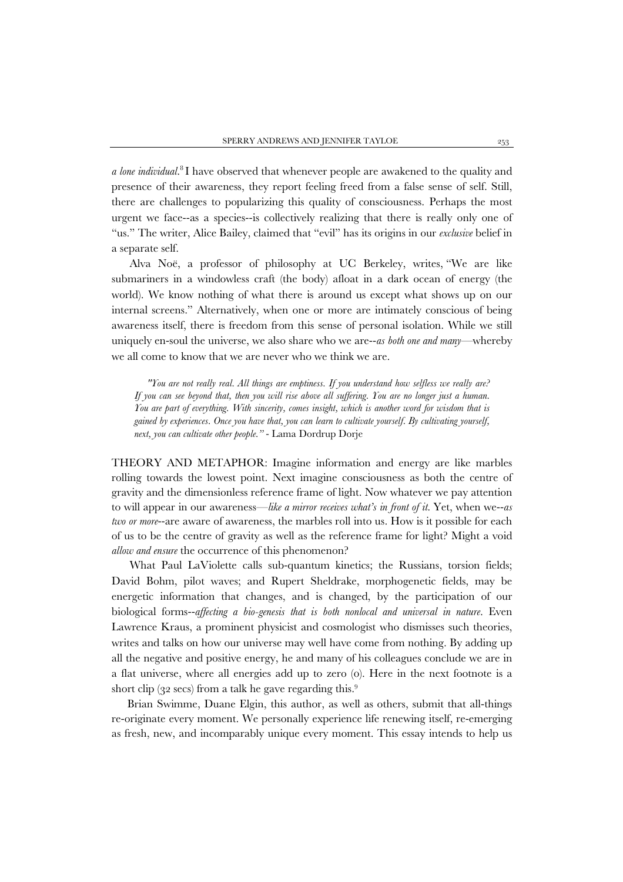*a lone individual*.[8] I have observed that whenever people are awakened to the quality and presence of their awareness, they report feeling freed from a false sense of self. Still, there are challenges to popularizing this quality of consciousness. Perhaps the most urgent we face--as a species--is collectively realizing that there is really only one of "us." The writer, Alice Bailey, claimed that "evil" has its origins in our *exclusive* belief in a separate self.

Alva Noë, a professor of philosophy at UC Berkeley, writes, "We are like submariners in a windowless craft (the body) afloat in a dark ocean of energy (the world). We know nothing of what there is around us except what shows up on our internal screens." Alternatively, when one or more are intimately conscious of being awareness itself, there is freedom from this sense of personal isolation. While we still uniquely en-soul the universe, we also share who we are--*as both one and many*—whereby we all come to know that we are never who we think we are.

> *"You are not really real. All things are emptiness. If you understand how selfless we really are? If you can see beyond that, then you will rise above all suffering. You are no longer just a human. You are part of everything. With sincerity, comes insight, which is another word for wisdom that is gained by experiences. Once you have that, you can learn to cultivate yourself. By cultivating yourself, next, you can cultivate other people."* - Lama Dordrup Dorje

THEORY AND METAPHOR: Imagine information and energy are like marbles rolling towards the lowest point. Next imagine consciousness as both the centre of gravity and the dimensionless reference frame of light. Now whatever we pay attention to will appear in our awareness—*like a mirror receives what's in front of it.* Yet, when we--*as two or more*--are aware of awareness, the marbles roll into us. How is it possible for each of us to be the centre of gravity as well as the reference frame for light? Might a void *allow and ensure* the occurrence of this phenomenon?

What Paul LaViolette calls sub-quantum kinetics; the Russians, torsion fields; David Bohm, pilot waves; and Rupert Sheldrake, morphogenetic fields, may be energetic information that changes, and is changed, by the participation of our biological forms--*affecting a bio-genesis that is both nonlocal and universal in nature.* Even Lawrence Kraus, a prominent physicist and cosmologist who dismisses such theories, writes and talks on how our universe may well have come from nothing. By adding up all the negative and positive energy, he and many of his colleagues conclude we are in a flat universe, where all energies add up to zero (0). Here in the next footnote is a short clip (32 secs) from a talk he gave regarding this.[9]

Brian Swimme, Duane Elgin, this author, as well as others, submit that all-things re-originate every moment. We personally experience life renewing itself, re-emerging as fresh, new, and incomparably unique every moment. This essay intends to help us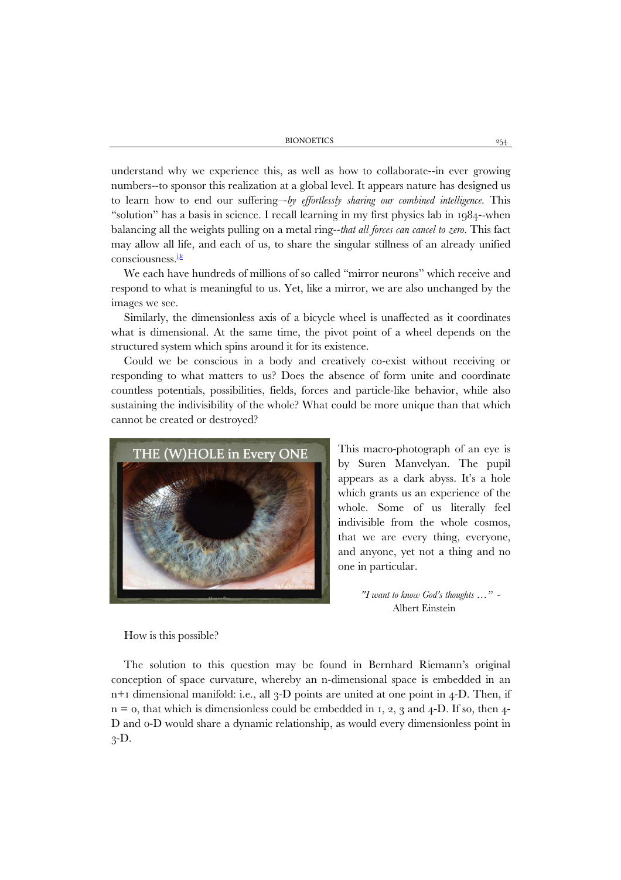understand why we experience this, as well as how to collaborate--in ever growing numbers--to sponsor this realization at a global level. It appears nature has designed us to learn how to end our suffering—-*by effortlessly sharing our combined intelligence*. This "solution" has a basis in science. I recall learning in my first physics lab in 1984--when balancing all the weights pulling on a metal ring--*that all forces can cancel to zero*. This fact may allow all life, and each of us, to share the singular stillness of an already unified consciousness.[18]

We each have hundreds of millions of so called "mirror neurons" which receive and respond to what is meaningful to us. Yet, like a mirror, we are also unchanged by the images we see.

Similarly, the dimensionless axis of a bicycle wheel is unaffected as it coordinates what is dimensional. At the same time, the pivot point of a wheel depends on the structured system which spins around it for its existence.

Could we be conscious in a body and creatively co-exist without receiving or responding to what matters to us? Does the absence of form unite and coordinate countless potentials, possibilities, fields, forces and particle-like behavior, while also sustaining the indivisibility of the whole? What could be more unique than that which cannot be created or destroyed?

This macro-photograph of an eye is by Suren Manvelyan. The pupil appears as a dark abyss. It's a hole which grants us an experience of the whole. Some of us literally feel indivisible from the whole cosmos, that we are every thing, everyone, and anyone, yet not a thing and no one in particular.

*"I want to know God's thoughts …"* - Albert Einstein

How is this possible?

The solution to this question may be found in Bernhard Riemann's original conception of space curvature, whereby an n-dimensional space is embedded in an n+1 dimensional manifold: i.e., all 3-D points are united at one point in 4-D. Then, if n = 0, that which is dimensionless could be embedded in 1, 2, 3 and 4-D. If so, then 4-D and 0-D would share a dynamic relationship, as would every dimensionless point in 3-D.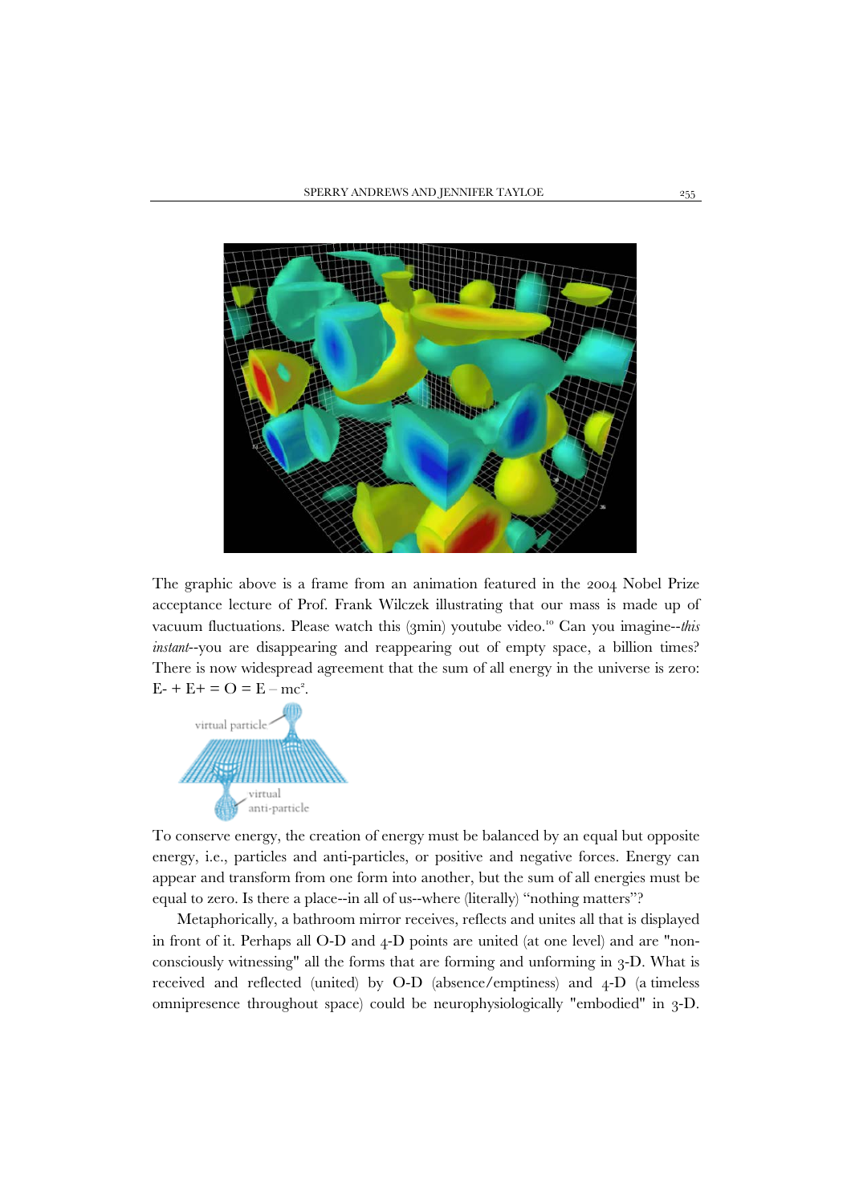The graphic above is a frame from an animation featured in the 2004 Nobel Prize acceptance lecture of Prof. Frank Wilczek illustrating that our mass is made up of vacuum fluctuations. Please watch this (3min) youtube video.[10] Can you imagine--*this instant*--you are disappearing and reappearing out of empty space, a billion times? There is now widespread agreement that the sum of all energy in the universe is zero: $E- + E+ = O = E - mc^2$.

To conserve energy, the creation of energy must be balanced by an equal but opposite energy, i.e., particles and anti-particles, or positive and negative forces. Energy can appear and transform from one form into another, but the sum of all energies must be equal to zero. Is there a place--in all of us--where (literally) "nothing matters"?

Metaphorically, a bathroom mirror receives, reflects and unites all that is displayed in front of it. Perhaps all O-D and 4-D points are united (at one level) and are "non-consciously witnessing" all the forms that are forming and unforming in 3-D. What is received and reflected (united) by O-D (absence/emptiness) and 4-D (a timeless omnipresence throughout space) could be neurophysiologically "embodied" in 3-D.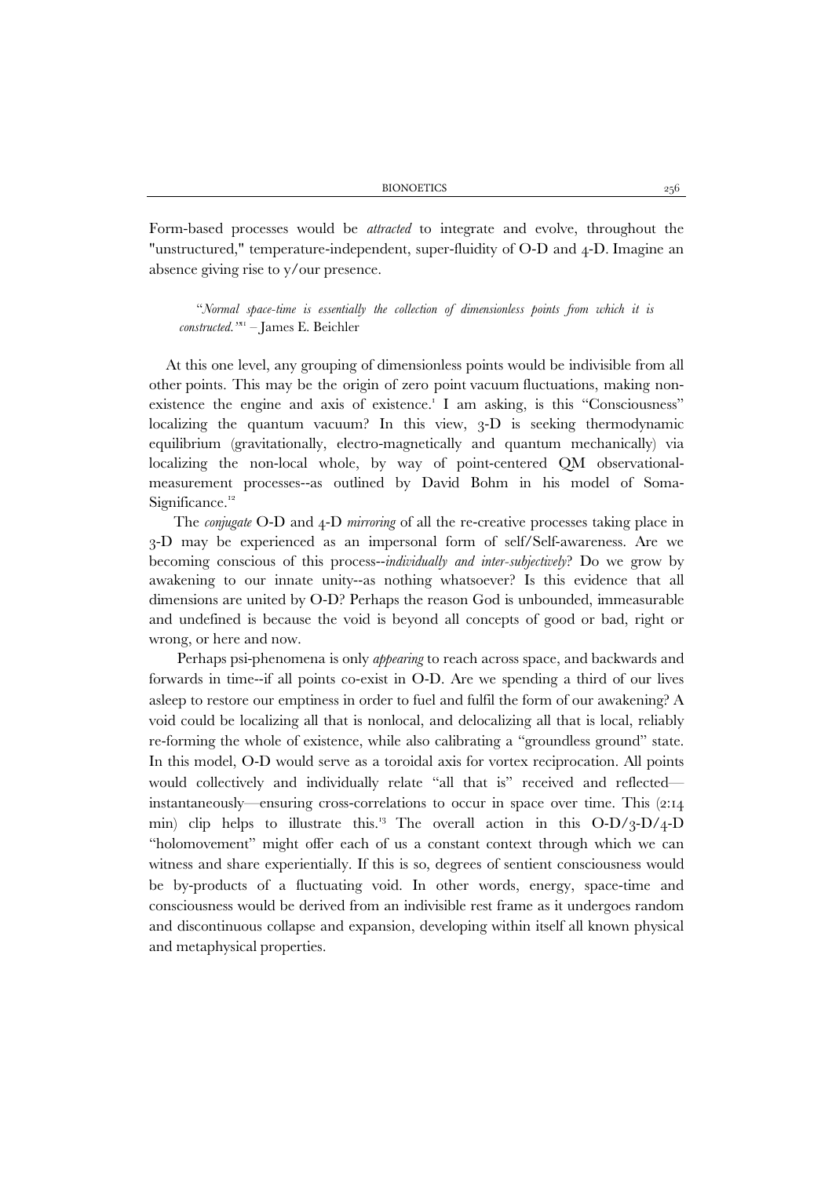Form-based processes would be *attracted* to integrate and evolve, throughout the "unstructured," temperature-independent, super-fluidity of O-D and 4-D. Imagine an absence giving rise to y/our presence.

> "*Normal space-time is essentially the collection of dimensionless points from which it is constructed.*"[11] – James E. Beichler

At this one level, any grouping of dimensionless points would be indivisible from all other points. This may be the origin of zero point vacuum fluctuations, making non-existence the engine and axis of existence.[1] I am asking, is this "Consciousness" localizing the quantum vacuum? In this view, 3-D is seeking thermodynamic equilibrium (gravitationally, electro-magnetically and quantum mechanically) via localizing the non-local whole, by way of point-centered QM observational-measurement processes--as outlined by David Bohm in his model of Soma-Significance.[12]

The *conjugate* O-D and 4-D *mirroring* of all the re-creative processes taking place in 3-D may be experienced as an impersonal form of self/Self-awareness. Are we becoming conscious of this process--*individually and inter-subjectively*? Do we grow by awakening to our innate unity--as nothing whatsoever? Is this evidence that all dimensions are united by O-D? Perhaps the reason God is unbounded, immeasurable and undefined is because the void is beyond all concepts of good or bad, right or wrong, or here and now.

Perhaps psi-phenomena is only *appearing* to reach across space, and backwards and forwards in time--if all points co-exist in O-D. Are we spending a third of our lives asleep to restore our emptiness in order to fuel and fulfil the form of our awakening? A void could be localizing all that is nonlocal, and delocalizing all that is local, reliably re-forming the whole of existence, while also calibrating a "groundless ground" state. In this model, O-D would serve as a toroidal axis for vortex reciprocation. All points would collectively and individually relate "all that is" received and reflected—instantaneously—ensuring cross-correlations to occur in space over time. This (2:14 min) clip helps to illustrate this.[13] The overall action in this O-D/3-D/4-D "holomovement" might offer each of us a constant context through which we can witness and share experientially. If this is so, degrees of sentient consciousness would be by-products of a fluctuating void. In other words, energy, space-time and consciousness would be derived from an indivisible rest frame as it undergoes random and discontinuous collapse and expansion, developing within itself all known physical and metaphysical properties.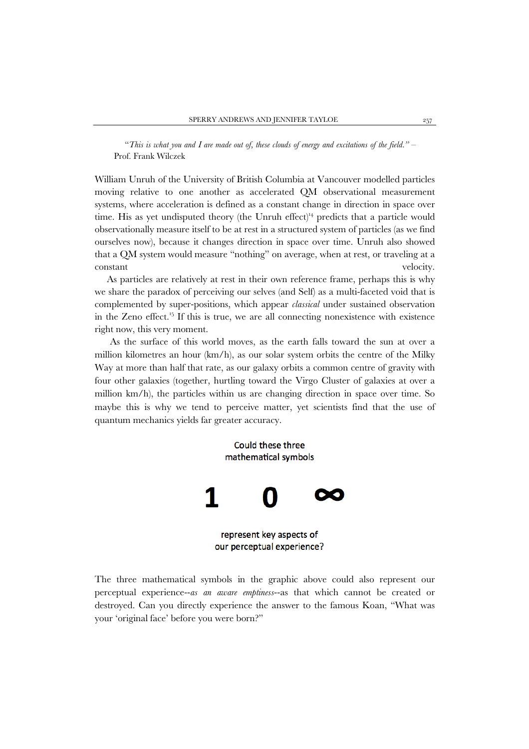"*This is what you and I are made out of, these clouds of energy and excitations of the field.*" – Prof. Frank Wilczek

William Unruh of the University of British Columbia at Vancouver modelled particles moving relative to one another as accelerated QM observational measurement systems, where acceleration is defined as a constant change in direction in space over time. His as yet undisputed theory (the Unruh effect)[14] predicts that a particle would observationally measure itself to be at rest in a structured system of particles (as we find ourselves now), because it changes direction in space over time. Unruh also showed that a QM system would measure "nothing" on average, when at rest, or traveling at a constant velocity.

As particles are relatively at rest in their own reference frame, perhaps this is why we share the paradox of perceiving our selves (and Self) as a multi-faceted void that is complemented by super-positions, which appear *classical* under sustained observation in the Zeno effect.[15] If this is true, we are all connecting nonexistence with existence right now, this very moment.

As the surface of this world moves, as the earth falls toward the sun at over a million kilometres an hour (km/h), as our solar system orbits the centre of the Milky Way at more than half that rate, as our galaxy orbits a common centre of gravity with four other galaxies (together, hurtling toward the Virgo Cluster of galaxies at over a million km/h), the particles within us are changing direction in space over time. So maybe this is why we tend to perceive matter, yet scientists find that the use of quantum mechanics yields far greater accuracy.

Could these three mathematical symbols

**1 0 ∞**

represent key aspects of our perceptual experience?

The three mathematical symbols in the graphic above could also represent our perceptual experience--*as an aware emptiness*--as that which cannot be created or destroyed. Can you directly experience the answer to the famous Koan, "What was your 'original face' before you were born?"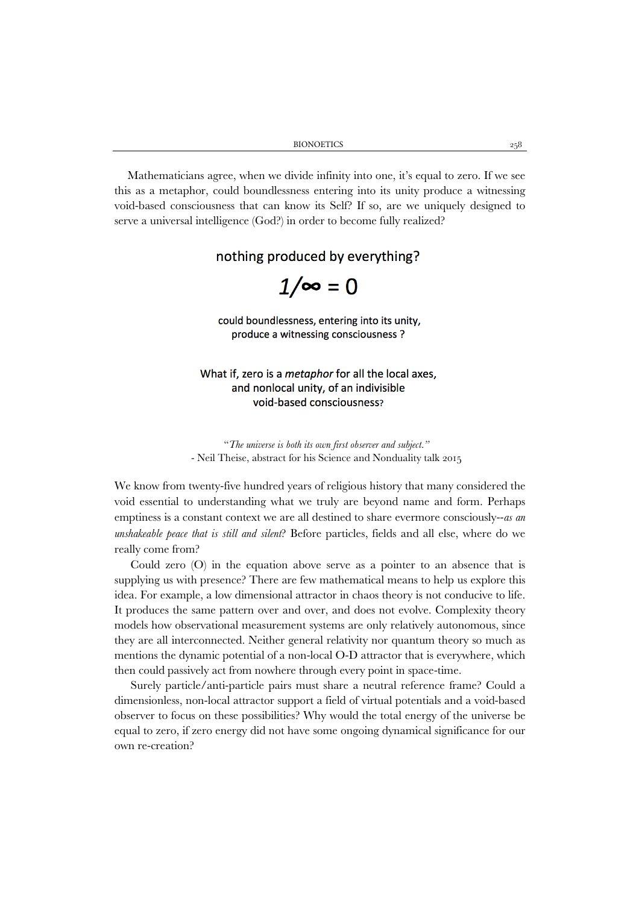Mathematicians agree, when we divide infinity into one, it's equal to zero. If we see this as a metaphor, could boundlessness entering into its unity produce a witnessing void-based consciousness that can know its Self? If so, are we uniquely designed to serve a universal intelligence (God?) in order to become fully realized?

nothing produced by everything?

$$1/\infty = 0$$

could boundlessness, entering into its unity,
produce a witnessing consciousness ?

What if, zero is a *metaphor* for all the local axes,
and nonlocal unity, of an indivisible
void-based consciousness?

*"The universe is both its own first observer and subject."*
- Neil Theise, abstract for his Science and Nonduality talk 2015

We know from twenty-five hundred years of religious history that many considered the void essential to understanding what we truly are beyond name and form. Perhaps emptiness is a constant context we are all destined to share evermore consciously--*as an unshakeable peace that is still and silent*? Before particles, fields and all else, where do we really come from?

Could zero (O) in the equation above serve as a pointer to an absence that is supplying us with presence? There are few mathematical means to help us explore this idea. For example, a low dimensional attractor in chaos theory is not conducive to life. It produces the same pattern over and over, and does not evolve. Complexity theory models how observational measurement systems are only relatively autonomous, since they are all interconnected. Neither general relativity nor quantum theory so much as mentions the dynamic potential of a non-local O-D attractor that is everywhere, which then could passively act from nowhere through every point in space-time.

Surely particle/anti-particle pairs must share a neutral reference frame? Could a dimensionless, non-local attractor support a field of virtual potentials and a void-based observer to focus on these possibilities? Why would the total energy of the universe be equal to zero, if zero energy did not have some ongoing dynamical significance for our own re-creation?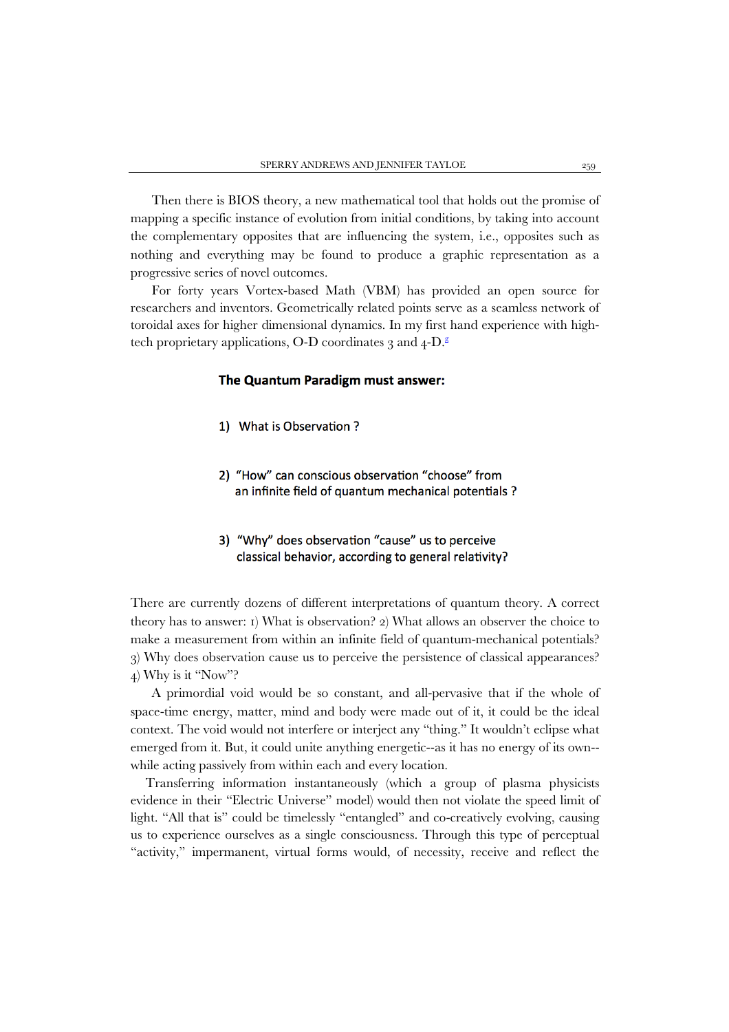Then there is BIOS theory, a new mathematical tool that holds out the promise of mapping a specific instance of evolution from initial conditions, by taking into account the complementary opposites that are influencing the system, i.e., opposites such as nothing and everything may be found to produce a graphic representation as a progressive series of novel outcomes.

For forty years Vortex-based Math (VBM) has provided an open source for researchers and inventors. Geometrically related points serve as a seamless network of toroidal axes for higher dimensional dynamics. In my first hand experience with high-tech proprietary applications, O-D coordinates 3 and 4-D.[g]

**The Quantum Paradigm must answer:**

1) What is Observation ?

2) "How" can conscious observation "choose" from an infinite field of quantum mechanical potentials ?

3) "Why" does observation "cause" us to perceive classical behavior, according to general relativity?

There are currently dozens of different interpretations of quantum theory. A correct theory has to answer: 1) What is observation? 2) What allows an observer the choice to make a measurement from within an infinite field of quantum-mechanical potentials? 3) Why does observation cause us to perceive the persistence of classical appearances? 4) Why is it "Now"?

A primordial void would be so constant, and all-pervasive that if the whole of space-time energy, matter, mind and body were made out of it, it could be the ideal context. The void would not interfere or interject any "thing." It wouldn't eclipse what emerged from it. But, it could unite anything energetic--as it has no energy of its own--while acting passively from within each and every location.

Transferring information instantaneously (which a group of plasma physicists evidence in their "Electric Universe" model) would then not violate the speed limit of light. "All that is" could be timelessly "entangled" and co-creatively evolving, causing us to experience ourselves as a single consciousness. Through this type of perceptual "activity," impermanent, virtual forms would, of necessity, receive and reflect the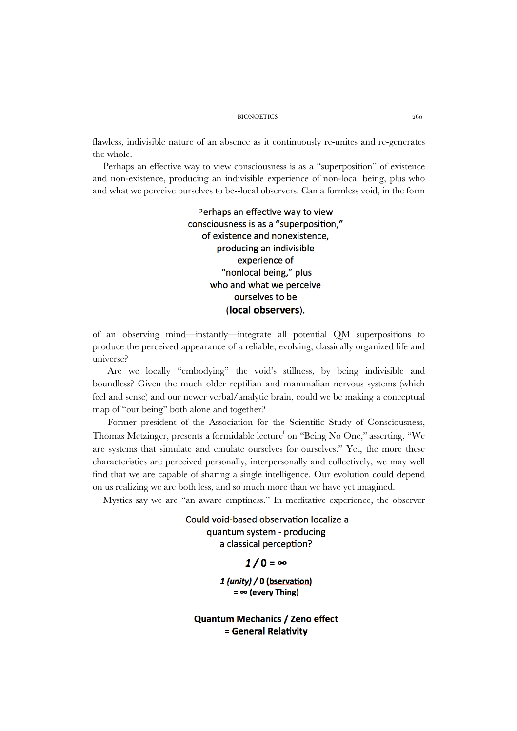flawless, indivisible nature of an absence as it continuously re-unites and re-generates the whole.

Perhaps an effective way to view consciousness is as a "superposition" of existence and non-existence, producing an indivisible experience of non-local being, plus who and what we perceive ourselves to be--local observers. Can a formless void, in the form

> Perhaps an effective way to view consciousness is as a "superposition," of existence and nonexistence, producing an indivisible experience of "nonlocal being," plus who and what we perceive ourselves to be (**local observers**).

of an observing mind—instantly—integrate all potential QM superpositions to produce the perceived appearance of a reliable, evolving, classically organized life and universe?

Are we locally "embodying" the void's stillness, by being indivisible and boundless? Given the much older reptilian and mammalian nervous systems (which feel and sense) and our newer verbal/analytic brain, could we be making a conceptual map of "our being" both alone and together?

Former president of the Association for the Scientific Study of Consciousness, Thomas Metzinger, presents a formidable lecture[f] on "Being No One," asserting, "We are systems that simulate and emulate ourselves for ourselves." Yet, the more these characteristics are perceived personally, interpersonally and collectively, we may well find that we are capable of sharing a single intelligence. Our evolution could depend on us realizing we are both less, and so much more than we have yet imagined.

Mystics say we are "an aware emptiness." In meditative experience, the observer

> Could void-based observation localize a quantum system - producing a classical perception?
>
> ***1 / 0 = ∞***
>
> ***1 (unity) / 0 (bservation) = ∞ (every Thing)***
>
> **Quantum Mechanics / Zeno effect = General Relativity**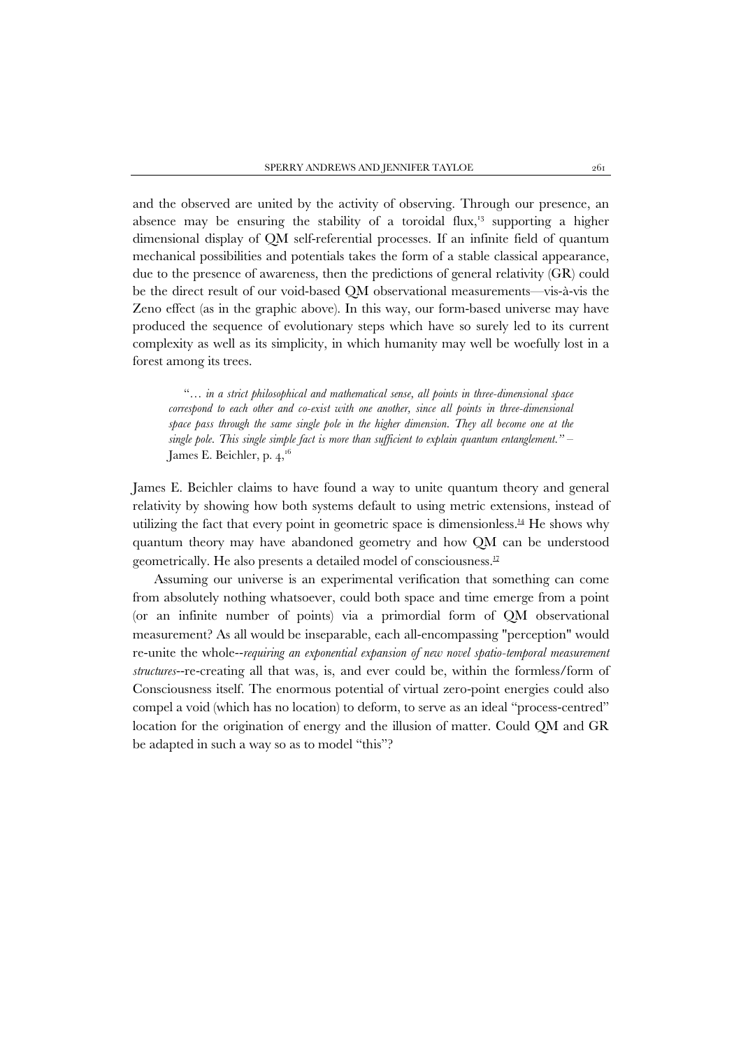and the observed are united by the activity of observing. Through our presence, an absence may be ensuring the stability of a toroidal flux,[13] supporting a higher dimensional display of QM self-referential processes. If an infinite field of quantum mechanical possibilities and potentials takes the form of a stable classical appearance, due to the presence of awareness, then the predictions of general relativity (GR) could be the direct result of our void-based QM observational measurements—vis-à-vis the Zeno effect (as in the graphic above). In this way, our form-based universe may have produced the sequence of evolutionary steps which have so surely led to its current complexity as well as its simplicity, in which humanity may well be woefully lost in a forest among its trees.

> "*… in a strict philosophical and mathematical sense, all points in three-dimensional space correspond to each other and co-exist with one another, since all points in three-dimensional space pass through the same single pole in the higher dimension. They all become one at the single pole. This single simple fact is more than sufficient to explain quantum entanglement.*" – James E. Beichler, p. 4,[16]

James E. Beichler claims to have found a way to unite quantum theory and general relativity by showing how both systems default to using metric extensions, instead of utilizing the fact that every point in geometric space is dimensionless.[14] He shows why quantum theory may have abandoned geometry and how QM can be understood geometrically. He also presents a detailed model of consciousness.[17]

Assuming our universe is an experimental verification that something can come from absolutely nothing whatsoever, could both space and time emerge from a point (or an infinite number of points) via a primordial form of QM observational measurement? As all would be inseparable, each all-encompassing "perception" would re-unite the whole--*requiring an exponential expansion of new novel spatio-temporal measurement structures*--re-creating all that was, is, and ever could be, within the formless/form of Consciousness itself. The enormous potential of virtual zero-point energies could also compel a void (which has no location) to deform, to serve as an ideal "process-centred" location for the origination of energy and the illusion of matter. Could QM and GR be adapted in such a way so as to model "this"?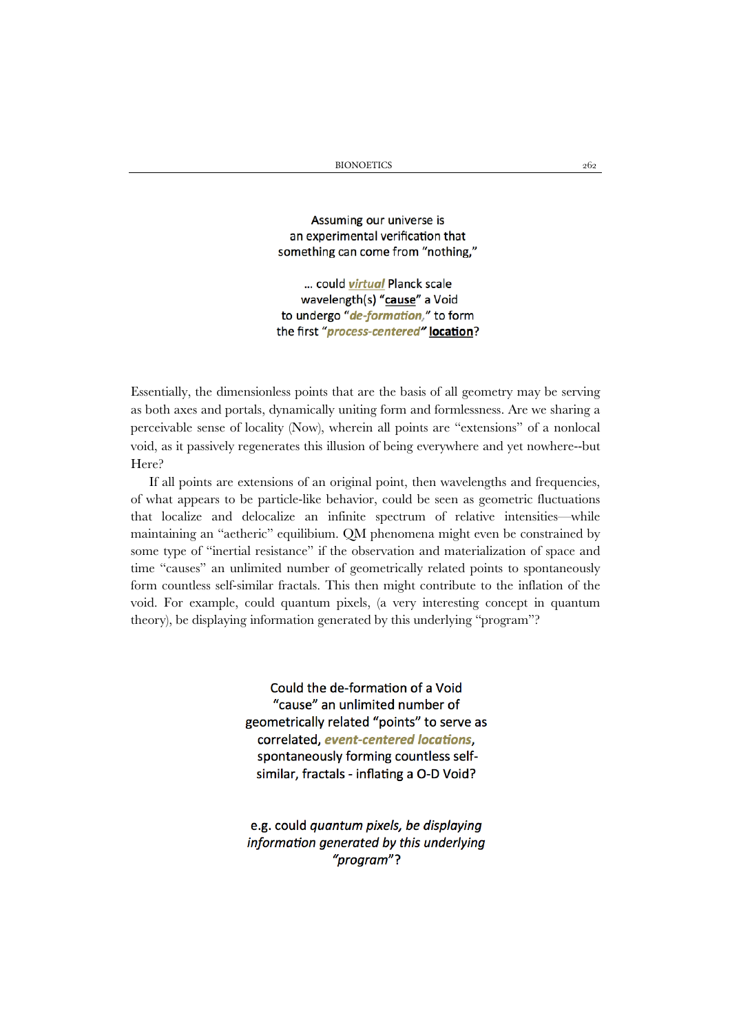Assuming our universe is
an experimental verification that
something can come from "nothing,"

… could ***virtual*** Planck scale
wavelength(s) "**cause**" a Void
to undergo "***de-formation,***" to form
the first "***process-centered***" **location**?

Essentially, the dimensionless points that are the basis of all geometry may be serving as both axes and portals, dynamically uniting form and formlessness. Are we sharing a perceivable sense of locality (Now), wherein all points are "extensions" of a nonlocal void, as it passively regenerates this illusion of being everywhere and yet nowhere--but Here?

If all points are extensions of an original point, then wavelengths and frequencies, of what appears to be particle-like behavior, could be seen as geometric fluctuations that localize and delocalize an infinite spectrum of relative intensities—while maintaining an "aetheric" equilibrium. QM phenomena might even be constrained by some type of "inertial resistance" if the observation and materialization of space and time "causes" an unlimited number of geometrically related points to spontaneously form countless self-similar fractals. This then might contribute to the inflation of the void. For example, could quantum pixels, (a very interesting concept in quantum theory), be displaying information generated by this underlying "program"?

Could the de-formation of a Void
"cause" an unlimited number of
geometrically related "points" to serve as
correlated, ***event-centered locations***,
spontaneously forming countless self-
similar, fractals - inflating a O-D Void?

e.g. could *quantum pixels, be displaying
information generated by this underlying
"program"*?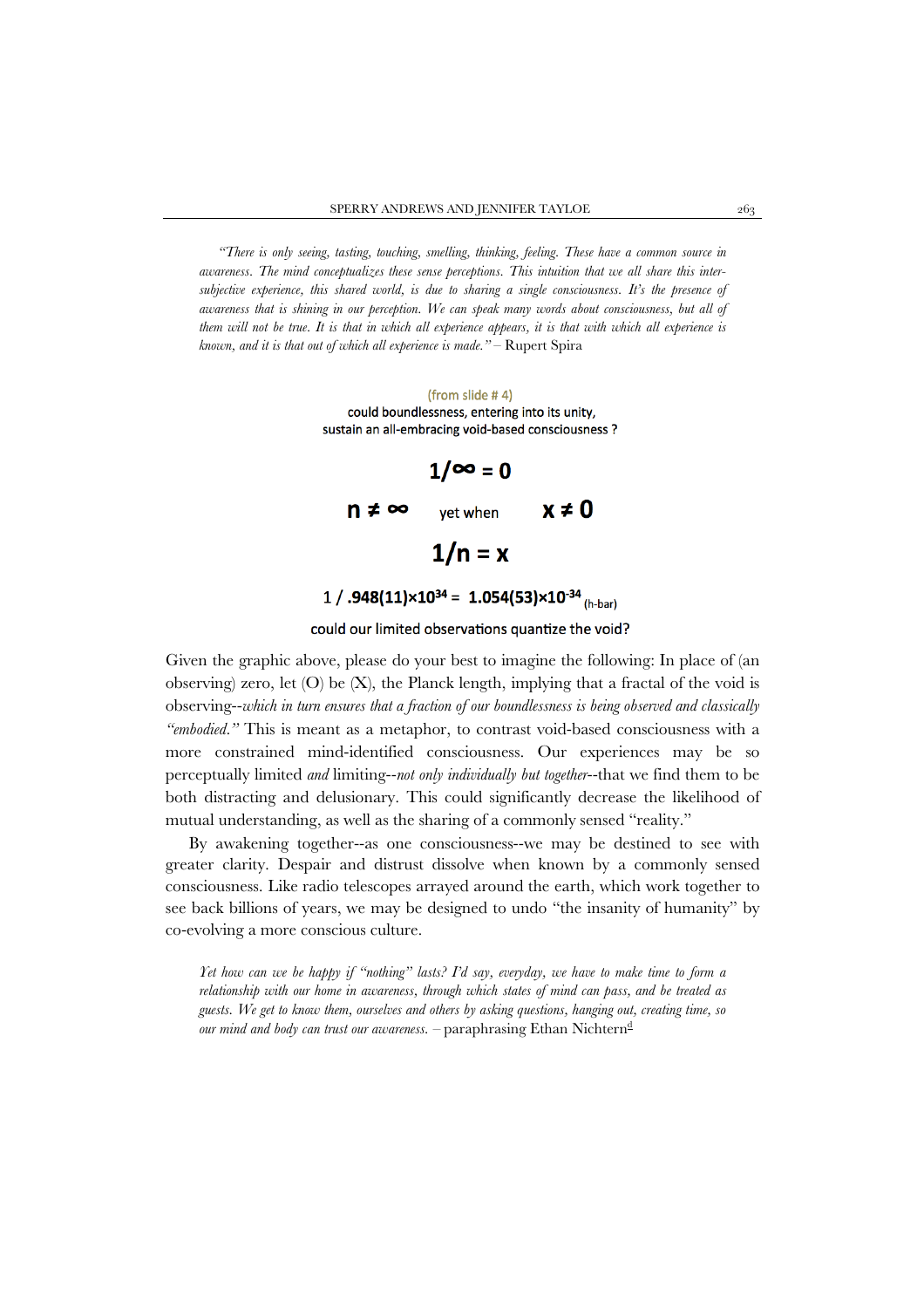*"There is only seeing, tasting, touching, smelling, thinking, feeling. These have a common source in awareness. The mind conceptualizes these sense perceptions. This intuition that we all share this inter-subjective experience, this shared world, is due to sharing a single consciousness. It's the presence of awareness that is shining in our perception. We can speak many words about consciousness, but all of them will not be true. It is that in which all experience appears, it is that with which all experience is known, and it is that out of which all experience is made."* – Rupert Spira

(from slide # 4)

could boundlessness, entering into its unity, sustain an all-embracing void-based consciousness ?

$$1/\infty = 0$$

$$n \neq \infty \quad \text{yet when} \quad x \neq 0$$

$$1/n = x$$

$$1 \,/\, .948(11)\times10^{34} = 1.054(53)\times10^{-34}\ _{\text{(h-bar)}}$$

could our limited observations quantize the void?

Given the graphic above, please do your best to imagine the following: In place of (an observing) zero, let (O) be (X), the Planck length, implying that a fractal of the void is observing--*which in turn ensures that a fraction of our boundlessness is being observed and classically "embodied."* This is meant as a metaphor, to contrast void-based consciousness with a more constrained mind-identified consciousness. Our experiences may be so perceptually limited *and* limiting--*not only individually but together*--that we find them to be both distracting and delusionary. This could significantly decrease the likelihood of mutual understanding, as well as the sharing of a commonly sensed "reality."

By awakening together--as one consciousness--we may be destined to see with greater clarity. Despair and distrust dissolve when known by a commonly sensed consciousness. Like radio telescopes arrayed around the earth, which work together to see back billions of years, we may be designed to undo "the insanity of humanity" by co-evolving a more conscious culture.

*Yet how can we be happy if "nothing" lasts? I'd say, everyday, we have to make time to form a relationship with our home in awareness, through which states of mind can pass, and be treated as guests. We get to know them, ourselves and others by asking questions, hanging out, creating time, so our mind and body can trust our awareness.* – paraphrasing Ethan Nichtern[d]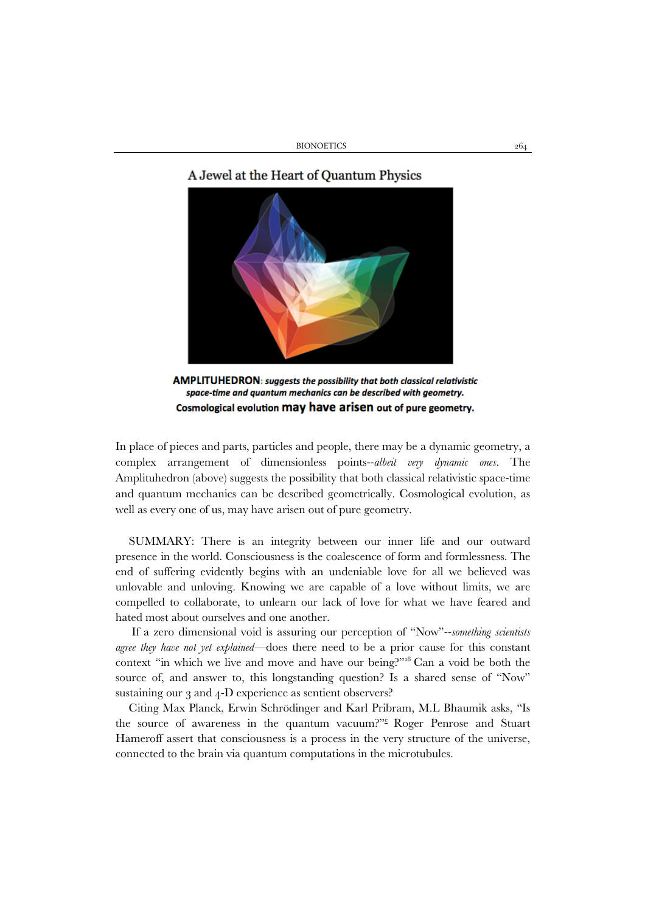A Jewel at the Heart of Quantum Physics

**AMPLITUHEDRON**: ***suggests the possibility that both classical relativistic space-time and quantum mechanics can be described with geometry.***
**Cosmological evolution may have arisen out of pure geometry.**

In place of pieces and parts, particles and people, there may be a dynamic geometry, a complex arrangement of dimensionless points--*albeit very dynamic ones*. The Amplituhedron (above) suggests the possibility that both classical relativistic space-time and quantum mechanics can be described geometrically. Cosmological evolution, as well as every one of us, may have arisen out of pure geometry.

SUMMARY: There is an integrity between our inner life and our outward presence in the world. Consciousness is the coalescence of form and formlessness. The end of suffering evidently begins with an undeniable love for all we believed was unlovable and unloving. Knowing we are capable of a love without limits, we are compelled to collaborate, to unlearn our lack of love for what we have feared and hated most about ourselves and one another.

If a zero dimensional void is assuring our perception of "Now"--*something scientists agree they have not yet explained*—does there need to be a prior cause for this constant context "in which we live and move and have our being?"[18] Can a void be both the source of, and answer to, this longstanding question? Is a shared sense of "Now" sustaining our 3 and 4-D experience as sentient observers?

Citing Max Planck, Erwin Schrödinger and Karl Pribram, M.L Bhaumik asks, "Is the source of awareness in the quantum vacuum?"[e] Roger Penrose and Stuart Hameroff assert that consciousness is a process in the very structure of the universe, connected to the brain via quantum computations in the microtubules.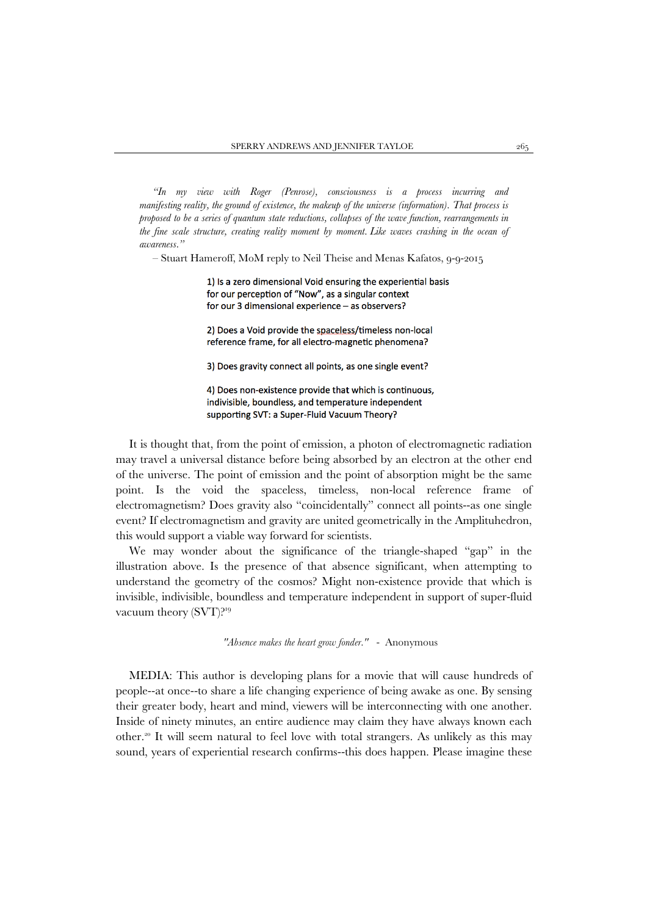*"In my view with Roger (Penrose), consciousness is a process incurring and manifesting reality, the ground of existence, the makeup of the universe (information). That process is proposed to be a series of quantum state reductions, collapses of the wave function, rearrangements in the fine scale structure, creating reality moment by moment. Like waves crashing in the ocean of awareness."*

– Stuart Hameroff, MoM reply to Neil Theise and Menas Kafatos, 9-9-2015

1) Is a zero dimensional Void ensuring the experiential basis for our perception of "Now", as a singular context for our 3 dimensional experience – as observers?

2) Does a Void provide the spaceless/timeless non-local reference frame, for all electro-magnetic phenomena?

3) Does gravity connect all points, as one single event?

4) Does non-existence provide that which is continuous, indivisible, boundless, and temperature independent supporting SVT: a Super-Fluid Vacuum Theory?

It is thought that, from the point of emission, a photon of electromagnetic radiation may travel a universal distance before being absorbed by an electron at the other end of the universe. The point of emission and the point of absorption might be the same point. Is the void the spaceless, timeless, non-local reference frame of electromagnetism? Does gravity also "coincidentally" connect all points--as one single event? If electromagnetism and gravity are united geometrically in the Amplituhedron, this would support a viable way forward for scientists.

We may wonder about the significance of the triangle-shaped "gap" in the illustration above. Is the presence of that absence significant, when attempting to understand the geometry of the cosmos? Might non-existence provide that which is invisible, indivisible, boundless and temperature independent in support of super-fluid vacuum theory (SVT)?[19]

*"Absence makes the heart grow fonder."* - Anonymous

MEDIA: This author is developing plans for a movie that will cause hundreds of people--at once--to share a life changing experience of being awake as one. By sensing their greater body, heart and mind, viewers will be interconnecting with one another. Inside of ninety minutes, an entire audience may claim they have always known each other.[20] It will seem natural to feel love with total strangers. As unlikely as this may sound, years of experiential research confirms--this does happen. Please imagine these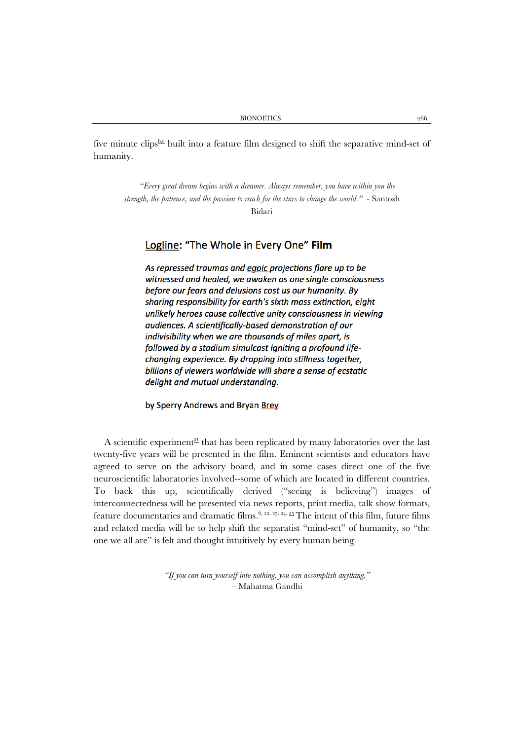five minute clips[b,c] built into a feature film designed to shift the separative mind-set of humanity.

> *"Every great dream begins with a dreamer. Always remember, you have within you the strength, the patience, and the passion to reach for the stars to change the world."* - Santosh Bidari

## Logline: "The Whole in Every One" **Film**

***As repressed traumas and egoic projections flare up to be witnessed and healed, we awaken as one single consciousness before our fears and delusions cost us our humanity. By sharing responsibility for earth's sixth mass extinction, eight unlikely heroes cause collective unity consciousness in viewing audiences. A scientifically-based demonstration of our indivisibility when we are thousands of miles apart, is followed by a stadium simulcast igniting a profound life-changing experience. By dropping into stillness together, billions of viewers worldwide will share a sense of ecstatic delight and mutual understanding.***

by Sperry Andrews and Bryan Brey

A scientific experiment[21] that has been replicated by many laboratories over the last twenty-five years will be presented in the film. Eminent scientists and educators have agreed to serve on the advisory board, and in some cases direct one of the five neuroscientific laboratories involved--some of which are located in different countries. To back this up, scientifically derived ("seeing is believing") images of interconnectedness will be presented via news reports, print media, talk show formats, feature documentaries and dramatic films.[6, 22, 23, 24, 25] The intent of this film, future films and related media will be to help shift the separatist "mind-set" of humanity, so "the one we all are" is felt and thought intuitively by every human being.

> *"If you can turn yourself into nothing, you can accomplish anything."*
> – Mahatma Gandhi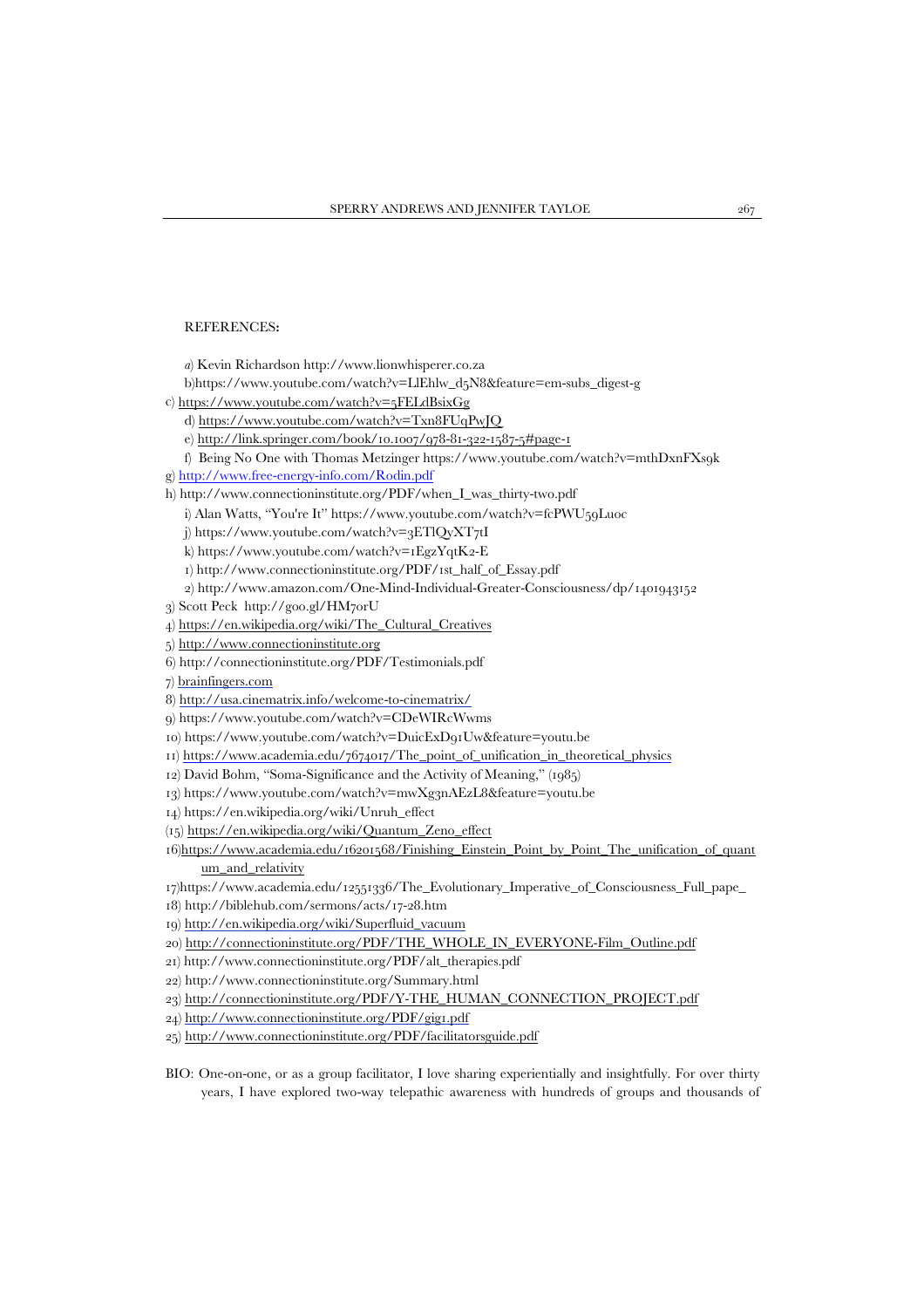REFERENCES:

*a*) Kevin Richardson http://www.lionwhisperer.co.za

b)https://www.youtube.com/watch?v=LlEhlw_d5N8&feature=em-subs_digest-g

c) https://www.youtube.com/watch?v=5FELdBsixGg

d) https://www.youtube.com/watch?v=Txn8FUqPwJQ

e) http://link.springer.com/book/10.1007/978-81-322-1587-5#page-1

f) Being No One with Thomas Metzinger https://www.youtube.com/watch?v=mthDxnFXs9k

g) http://www.free-energy-info.com/Rodin.pdf

h) http://www.connectioninstitute.org/PDF/when_I_was_thirty-two.pdf

i) Alan Watts, "You're It" https://www.youtube.com/watch?v=fcPWU59Luoc

j) https://www.youtube.com/watch?v=3ETlQyXT7tI

k) https://www.youtube.com/watch?v=1EgzYqtK2-E

1) http://www.connectioninstitute.org/PDF/1st_half_of_Essay.pdf

2) http://www.amazon.com/One-Mind-Individual-Greater-Consciousness/dp/1401943152

3) Scott Peck http://goo.gl/HM70rU

4) https://en.wikipedia.org/wiki/The_Cultural_Creatives

5) http://www.connectioninstitute.org

6) http://connectioninstitute.org/PDF/Testimonials.pdf

7) brainfingers.com

8) http://usa.cinematrix.info/welcome-to-cinematrix/

9) https://www.youtube.com/watch?v=CDeWIRcWwms

10) https://www.youtube.com/watch?v=DuicExD91Uw&feature=youtu.be

11) https://www.academia.edu/7674017/The_point_of_unification_in_theoretical_physics

12) David Bohm, "Soma-Significance and the Activity of Meaning," (1985)

13) https://www.youtube.com/watch?v=mwXg3nAEzL8&feature=youtu.be

14) https://en.wikipedia.org/wiki/Unruh_effect

(15) https://en.wikipedia.org/wiki/Quantum_Zeno_effect

16)https://www.academia.edu/16201568/Finishing_Einstein_Point_by_Point_The_unification_of_quantum_and_relativity

17)https://www.academia.edu/12551336/The_Evolutionary_Imperative_of_Consciousness_Full_pape_

18) http://biblehub.com/sermons/acts/17-28.htm

19) http://en.wikipedia.org/wiki/Superfluid_vacuum

20) http://connectioninstitute.org/PDF/THE_WHOLE_IN_EVERYONE-Film_Outline.pdf

21) http://www.connectioninstitute.org/PDF/alt_therapies.pdf

22) http://www.connectioninstitute.org/Summary.html

23) http://connectioninstitute.org/PDF/Y-THE_HUMAN_CONNECTION_PROJECT.pdf

24) http://www.connectioninstitute.org/PDF/gig1.pdf

25) http://www.connectioninstitute.org/PDF/facilitatorsguide.pdf

BIO: One-on-one, or as a group facilitator, I love sharing experientially and insightfully. For over thirty years, I have explored two-way telepathic awareness with hundreds of groups and thousands of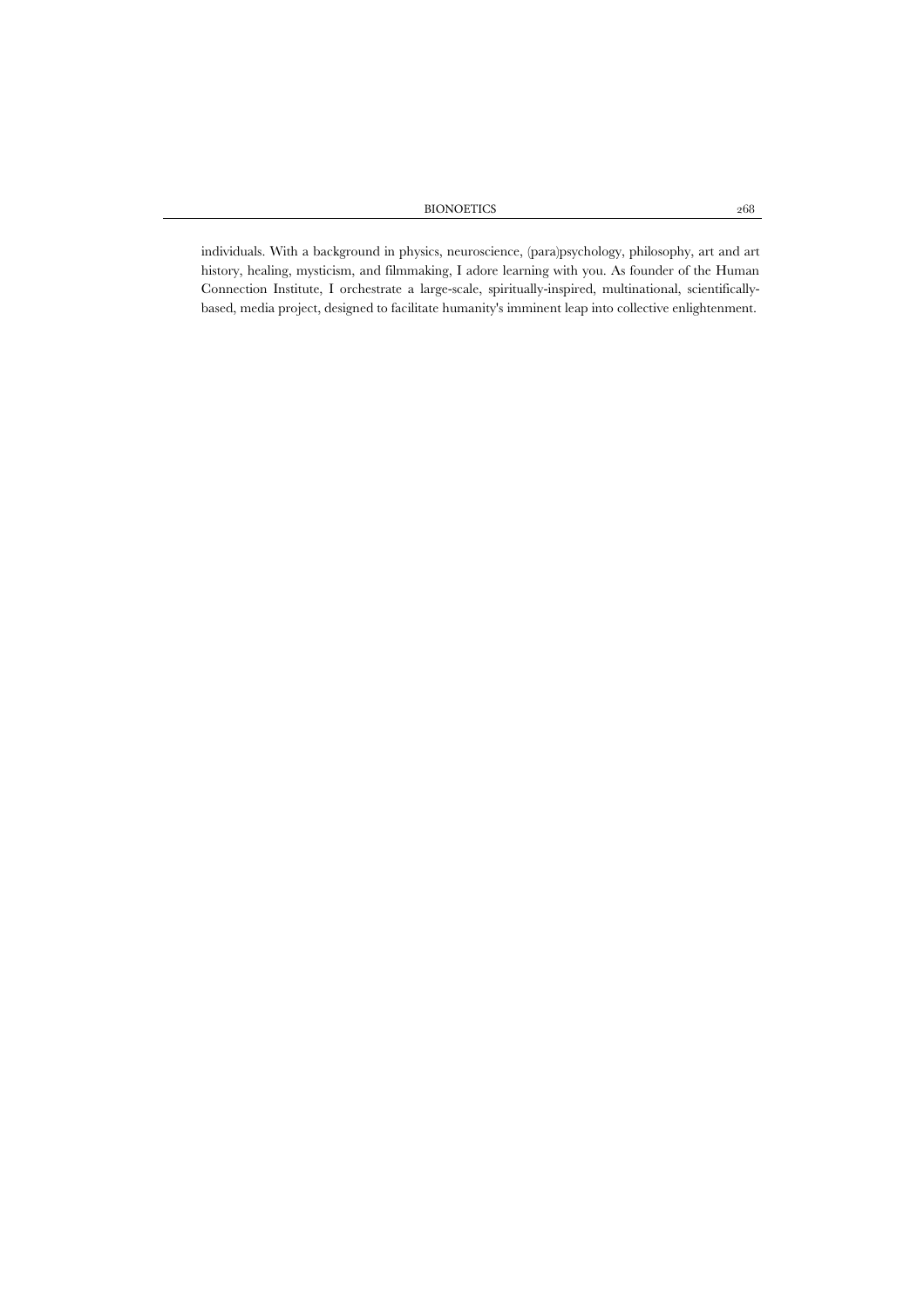individuals. With a background in physics, neuroscience, (para)psychology, philosophy, art and art history, healing, mysticism, and filmmaking, I adore learning with you. As founder of the Human Connection Institute, I orchestrate a large-scale, spiritually-inspired, multinational, scientifically-based, media project, designed to facilitate humanity's imminent leap into collective enlightenment.